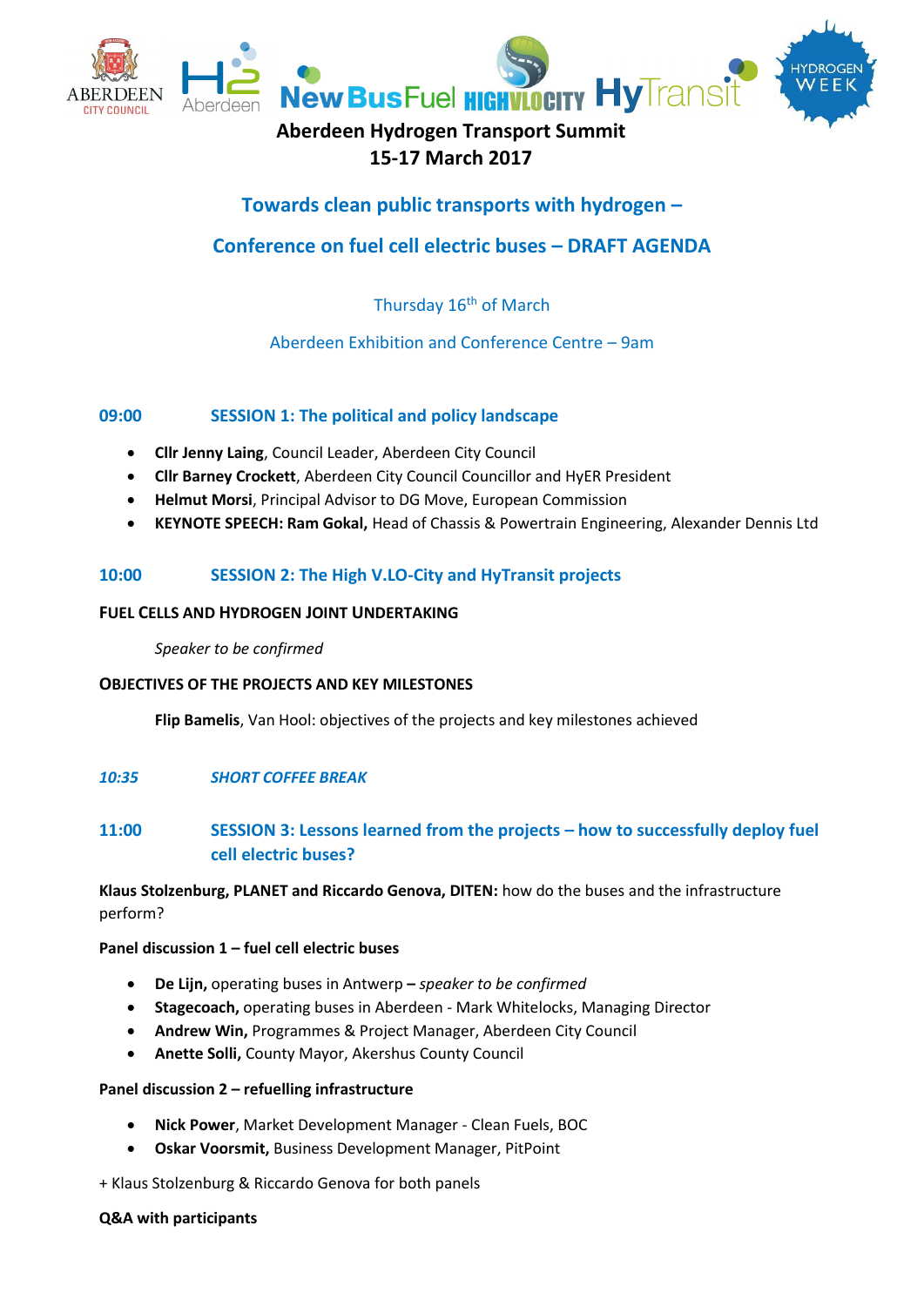# Aberdeen Hydrogen Transport Summit
## 15-17 March 2017

## Towards clean public transports with hydrogen –

## Conference on fuel cell electric buses – DRAFT AGENDA

Thursday 16th of March

Aberdeen Exhibition and Conference Centre – 9am

### 09:00 SESSION 1: The political and policy landscape

- **Cllr Jenny Laing**, Council Leader, Aberdeen City Council
- **Cllr Barney Crockett**, Aberdeen City Council Councillor and HyER President
- **Helmut Morsi**, Principal Advisor to DG Move, European Commission
- **KEYNOTE SPEECH: Ram Gokal,** Head of Chassis & Powertrain Engineering, Alexander Dennis Ltd

### 10:00 SESSION 2: The High V.LO-City and HyTransit projects

**FUEL CELLS AND HYDROGEN JOINT UNDERTAKING**

*Speaker to be confirmed*

**OBJECTIVES OF THE PROJECTS AND KEY MILESTONES**

**Flip Bamelis**, Van Hool: objectives of the projects and key milestones achieved

### *10:35 SHORT COFFEE BREAK*

### 11:00 SESSION 3: Lessons learned from the projects – how to successfully deploy fuel cell electric buses?

**Klaus Stolzenburg, PLANET and Riccardo Genova, DITEN:** how do the buses and the infrastructure perform?

**Panel discussion 1 – fuel cell electric buses**

- **De Lijn,** operating buses in Antwerp **–** *speaker to be confirmed*
- **Stagecoach,** operating buses in Aberdeen - Mark Whitelocks, Managing Director
- **Andrew Win,** Programmes & Project Manager, Aberdeen City Council
- **Anette Solli,** County Mayor, Akershus County Council

**Panel discussion 2 – refuelling infrastructure**

- **Nick Power**, Market Development Manager - Clean Fuels, BOC
- **Oskar Voorsmit,** Business Development Manager, PitPoint

+ Klaus Stolzenburg & Riccardo Genova for both panels

**Q&A with participants**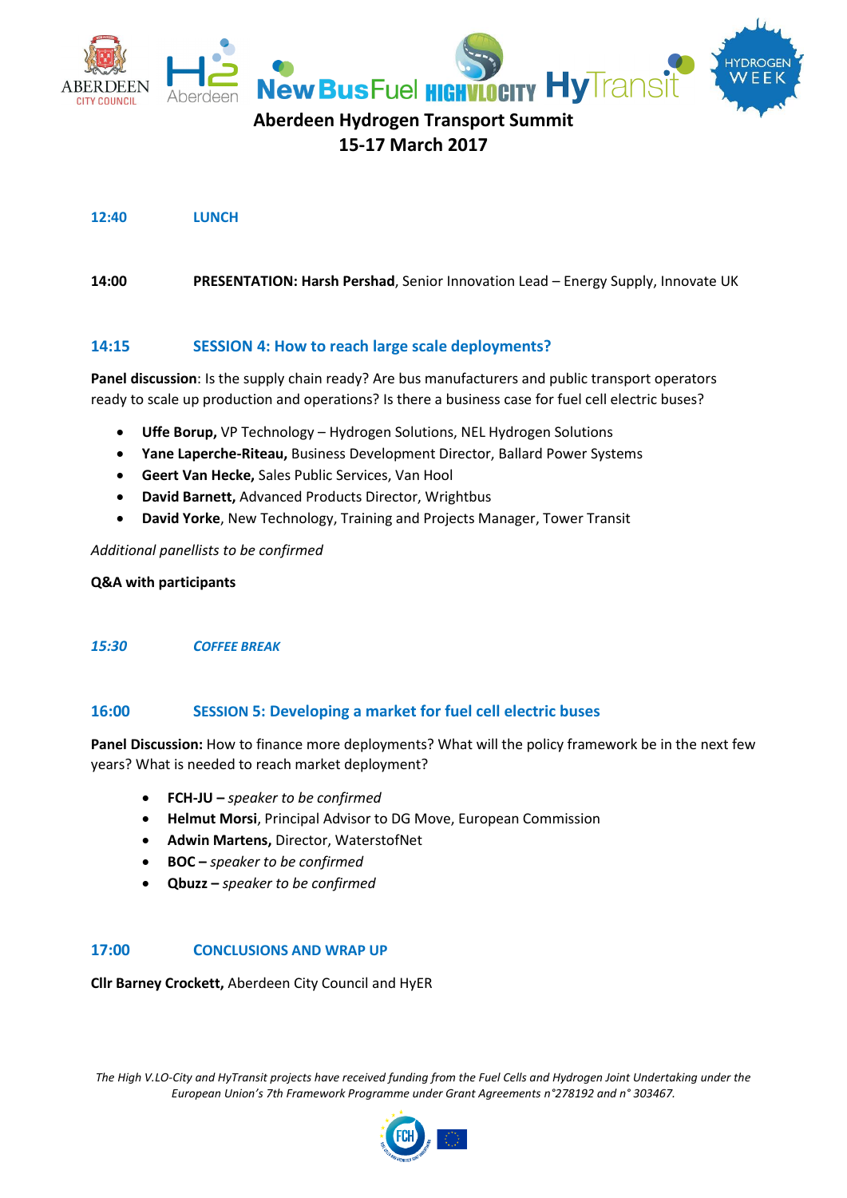**Aberdeen Hydrogen Transport Summit**
**15-17 March 2017**

**12:40 LUNCH**

**14:00 PRESENTATION: Harsh Pershad**, Senior Innovation Lead – Energy Supply, Innovate UK

## 14:15 SESSION 4: How to reach large scale deployments?

**Panel discussion**: Is the supply chain ready? Are bus manufacturers and public transport operators ready to scale up production and operations? Is there a business case for fuel cell electric buses?

- **Uffe Borup,** VP Technology – Hydrogen Solutions, NEL Hydrogen Solutions
- **Yane Laperche-Riteau,** Business Development Director, Ballard Power Systems
- **Geert Van Hecke,** Sales Public Services, Van Hool
- **David Barnett,** Advanced Products Director, Wrightbus
- **David Yorke**, New Technology, Training and Projects Manager, Tower Transit

*Additional panellists to be confirmed*

**Q&A with participants**

***15:30 COFFEE BREAK***

## 16:00 SESSION 5: Developing a market for fuel cell electric buses

**Panel Discussion:** How to finance more deployments? What will the policy framework be in the next few years? What is needed to reach market deployment?

- **FCH-JU –** *speaker to be confirmed*
- **Helmut Morsi**, Principal Advisor to DG Move, European Commission
- **Adwin Martens,** Director, WaterstofNet
- **BOC –** *speaker to be confirmed*
- **Qbuzz –** *speaker to be confirmed*

## 17:00 CONCLUSIONS AND WRAP UP

**Cllr Barney Crockett,** Aberdeen City Council and HyER

*The High V.LO-City and HyTransit projects have received funding from the Fuel Cells and Hydrogen Joint Undertaking under the European Union's 7th Framework Programme under Grant Agreements n°278192 and n° 303467.*